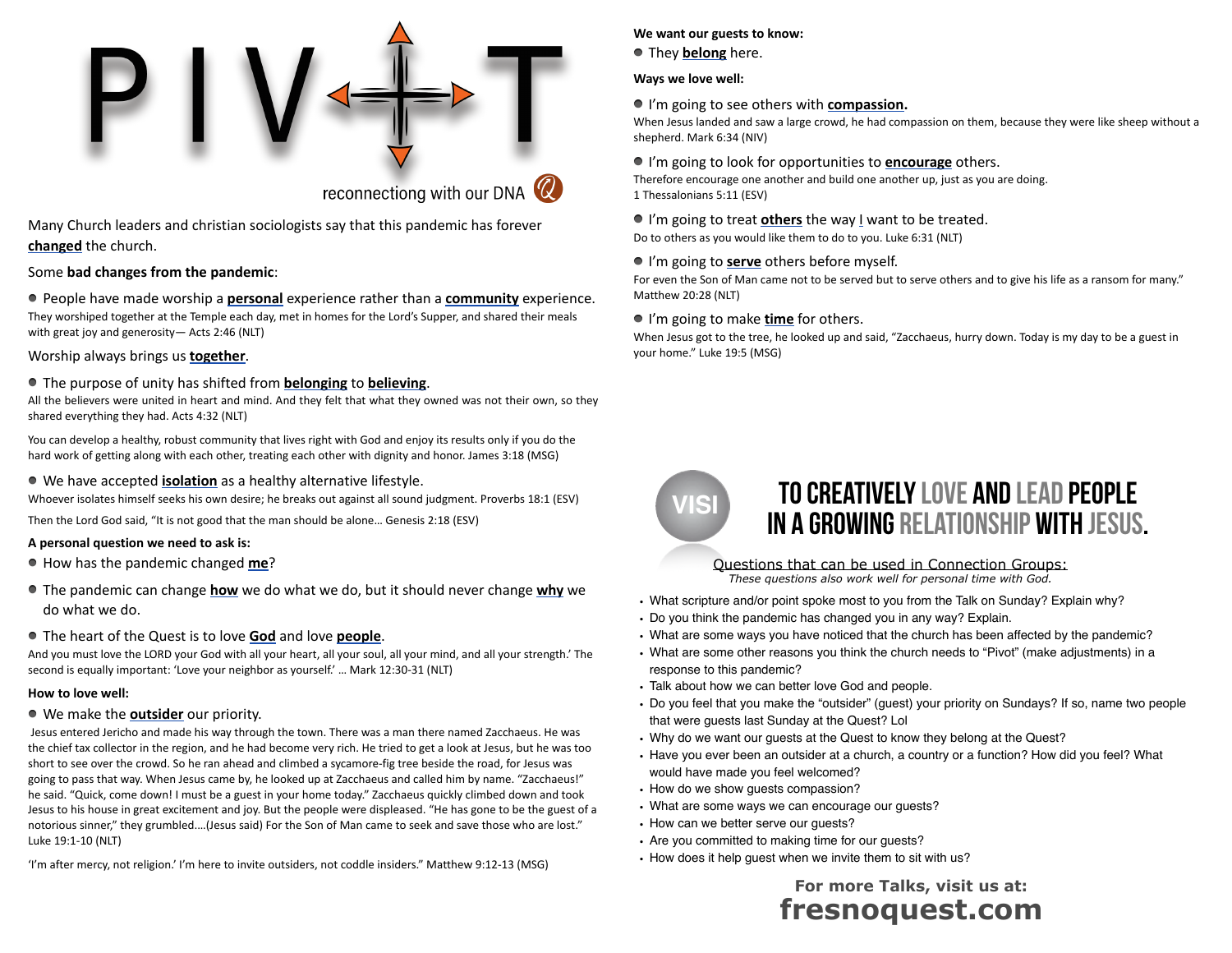# PIVOT

reconnectiong with our DNA

Many Church leaders and christian sociologists say that this pandemic has forever **changed** the church.

Some **bad changes from the pandemic**:

- People have made worship a **personal** experience rather than a **community** experience.

They worshiped together at the Temple each day, met in homes for the Lord's Supper, and shared their meals with great joy and generosity— Acts 2:46 (NLT)

Worship always brings us **together**.

- The purpose of unity has shifted from **belonging** to **believing**.

All the believers were united in heart and mind. And they felt that what they owned was not their own, so they shared everything they had. Acts 4:32 (NLT)

You can develop a healthy, robust community that lives right with God and enjoy its results only if you do the hard work of getting along with each other, treating each other with dignity and honor. James 3:18 (MSG)

- We have accepted **isolation** as a healthy alternative lifestyle.

Whoever isolates himself seeks his own desire; he breaks out against all sound judgment. Proverbs 18:1 (ESV)

Then the Lord God said, "It is not good that the man should be alone… Genesis 2:18 (ESV)

**A personal question we need to ask is:**

- How has the pandemic changed **me**?
- The pandemic can change **how** we do what we do, but it should never change **why** we do what we do.
- The heart of the Quest is to love **God** and love **people**.

And you must love the LORD your God with all your heart, all your soul, all your mind, and all your strength.' The second is equally important: 'Love your neighbor as yourself.' … Mark 12:30-31 (NLT)

**How to love well:**

- We make the **outsider** our priority.

Jesus entered Jericho and made his way through the town. There was a man there named Zacchaeus. He was the chief tax collector in the region, and he had become very rich. He tried to get a look at Jesus, but he was too short to see over the crowd. So he ran ahead and climbed a sycamore-fig tree beside the road, for Jesus was going to pass that way. When Jesus came by, he looked up at Zacchaeus and called him by name. "Zacchaeus!" he said. "Quick, come down! I must be a guest in your home today." Zacchaeus quickly climbed down and took Jesus to his house in great excitement and joy. But the people were displeased. "He has gone to be the guest of a notorious sinner," they grumbled….(Jesus said) For the Son of Man came to seek and save those who are lost." Luke 19:1-10 (NLT)

'I'm after mercy, not religion.' I'm here to invite outsiders, not coddle insiders." Matthew 9:12-13 (MSG)

**We want our guests to know:**

- They **belong** here.

**Ways we love well:**

- I'm going to see others with **compassion.**

When Jesus landed and saw a large crowd, he had compassion on them, because they were like sheep without a shepherd. Mark 6:34 (NIV)

- I'm going to look for opportunities to **encourage** others.

Therefore encourage one another and build one another up, just as you are doing. 1 Thessalonians 5:11 (ESV)

- I'm going to treat **others** the way **I** want to be treated.

Do to others as you would like them to do to you. Luke 6:31 (NLT)

- I'm going to **serve** others before myself.

For even the Son of Man came not to be served but to serve others and to give his life as a ransom for many." Matthew 20:28 (NLT)

- I'm going to make **time** for others.

When Jesus got to the tree, he looked up and said, "Zacchaeus, hurry down. Today is my day to be a guest in your home." Luke 19:5 (MSG)

## VISI — TO CREATIVELY LOVE AND LEAD PEOPLE IN A GROWING RELATIONSHIP WITH JESUS.

Questions that can be used in Connection Groups:

*These questions also work well for personal time with God.*

- What scripture and/or point spoke most to you from the Talk on Sunday? Explain why?
- Do you think the pandemic has changed you in any way? Explain.
- What are some ways you have noticed that the church has been affected by the pandemic?
- What are some other reasons you think the church needs to "Pivot" (make adjustments) in a response to this pandemic?
- Talk about how we can better love God and people.
- Do you feel that you make the "outsider" (guest) your priority on Sundays? If so, name two people that were guests last Sunday at the Quest? Lol
- Why do we want our guests at the Quest to know they belong at the Quest?
- Have you ever been an outsider at a church, a country or a function? How did you feel? What would have made you feel welcomed?
- How do we show guests compassion?
- What are some ways we can encourage our guests?
- How can we better serve our guests?
- Are you committed to making time for our guests?
- How does it help guest when we invite them to sit with us?

**For more Talks, visit us at:**
**fresnoquest.com**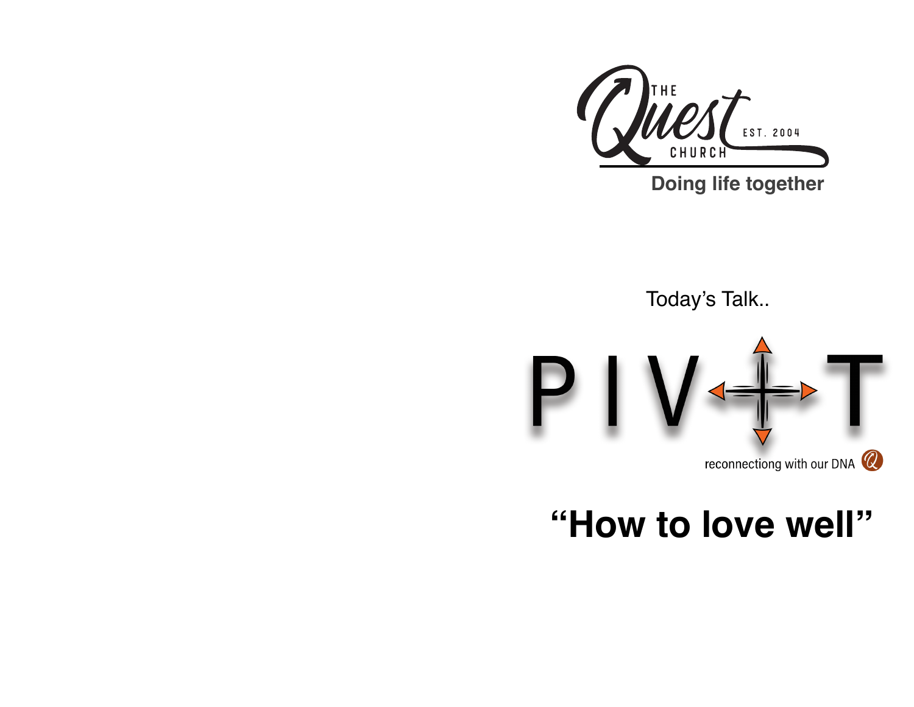THE Quest CHURCH EST. 2004

Doing life together

Today's Talk..

# PIVOT

reconnectiong with our DNA

# "How to love well"